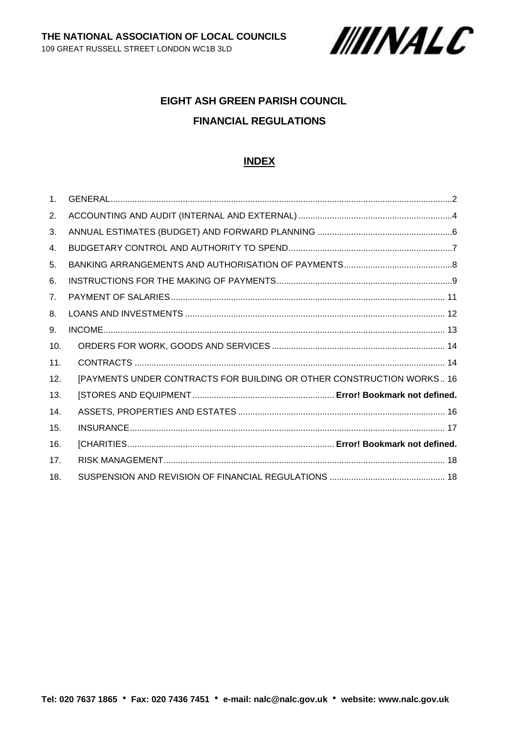**THE NATIONAL ASSOCIATION OF LOCAL COUNCILS**
109 GREAT RUSSELL STREET LONDON WC1B 3LD

NALC

# EIGHT ASH GREEN PARISH COUNCIL

## FINANCIAL REGULATIONS

## INDEX

1. GENERAL....2
2. ACCOUNTING AND AUDIT (INTERNAL AND EXTERNAL)....4
3. ANNUAL ESTIMATES (BUDGET) AND FORWARD PLANNING....6
4. BUDGETARY CONTROL AND AUTHORITY TO SPEND....7
5. BANKING ARRANGEMENTS AND AUTHORISATION OF PAYMENTS....8
6. INSTRUCTIONS FOR THE MAKING OF PAYMENTS....9
7. PAYMENT OF SALARIES....11
8. LOANS AND INVESTMENTS....12
9. INCOME....13
10. ORDERS FOR WORK, GOODS AND SERVICES....14
11. CONTRACTS....14
12. [PAYMENTS UNDER CONTRACTS FOR BUILDING OR OTHER CONSTRUCTION WORKS....16
13. [STORES AND EQUIPMENT....**Error! Bookmark not defined.**
14. ASSETS, PROPERTIES AND ESTATES....16
15. INSURANCE....17
16. [CHARITIES....**Error! Bookmark not defined.**
17. RISK MANAGEMENT....18
18. SUSPENSION AND REVISION OF FINANCIAL REGULATIONS....18

**Tel: 020 7637 1865 • Fax: 020 7436 7451 • e-mail: nalc@nalc.gov.uk • website: www.nalc.gov.uk**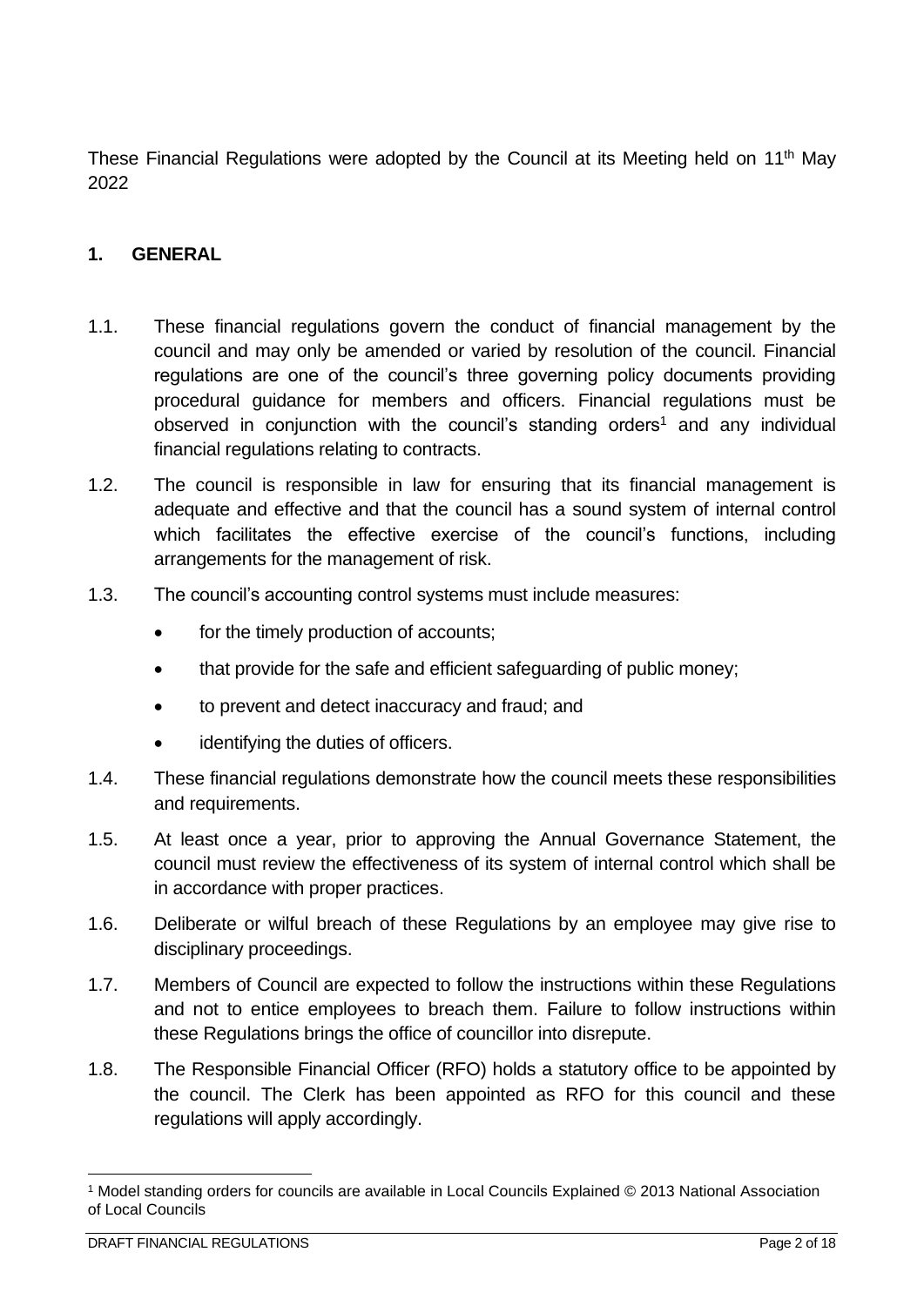These Financial Regulations were adopted by the Council at its Meeting held on 11th May 2022

## 1. GENERAL

1.1. These financial regulations govern the conduct of financial management by the council and may only be amended or varied by resolution of the council. Financial regulations are one of the council's three governing policy documents providing procedural guidance for members and officers. Financial regulations must be observed in conjunction with the council's standing orders[1] and any individual financial regulations relating to contracts.

1.2. The council is responsible in law for ensuring that its financial management is adequate and effective and that the council has a sound system of internal control which facilitates the effective exercise of the council's functions, including arrangements for the management of risk.

1.3. The council's accounting control systems must include measures:

- for the timely production of accounts;
- that provide for the safe and efficient safeguarding of public money;
- to prevent and detect inaccuracy and fraud; and
- identifying the duties of officers.

1.4. These financial regulations demonstrate how the council meets these responsibilities and requirements.

1.5. At least once a year, prior to approving the Annual Governance Statement, the council must review the effectiveness of its system of internal control which shall be in accordance with proper practices.

1.6. Deliberate or wilful breach of these Regulations by an employee may give rise to disciplinary proceedings.

1.7. Members of Council are expected to follow the instructions within these Regulations and not to entice employees to breach them. Failure to follow instructions within these Regulations brings the office of councillor into disrepute.

1.8. The Responsible Financial Officer (RFO) holds a statutory office to be appointed by the council. The Clerk has been appointed as RFO for this council and these regulations will apply accordingly.

---

[1] Model standing orders for councils are available in Local Councils Explained © 2013 National Association of Local Councils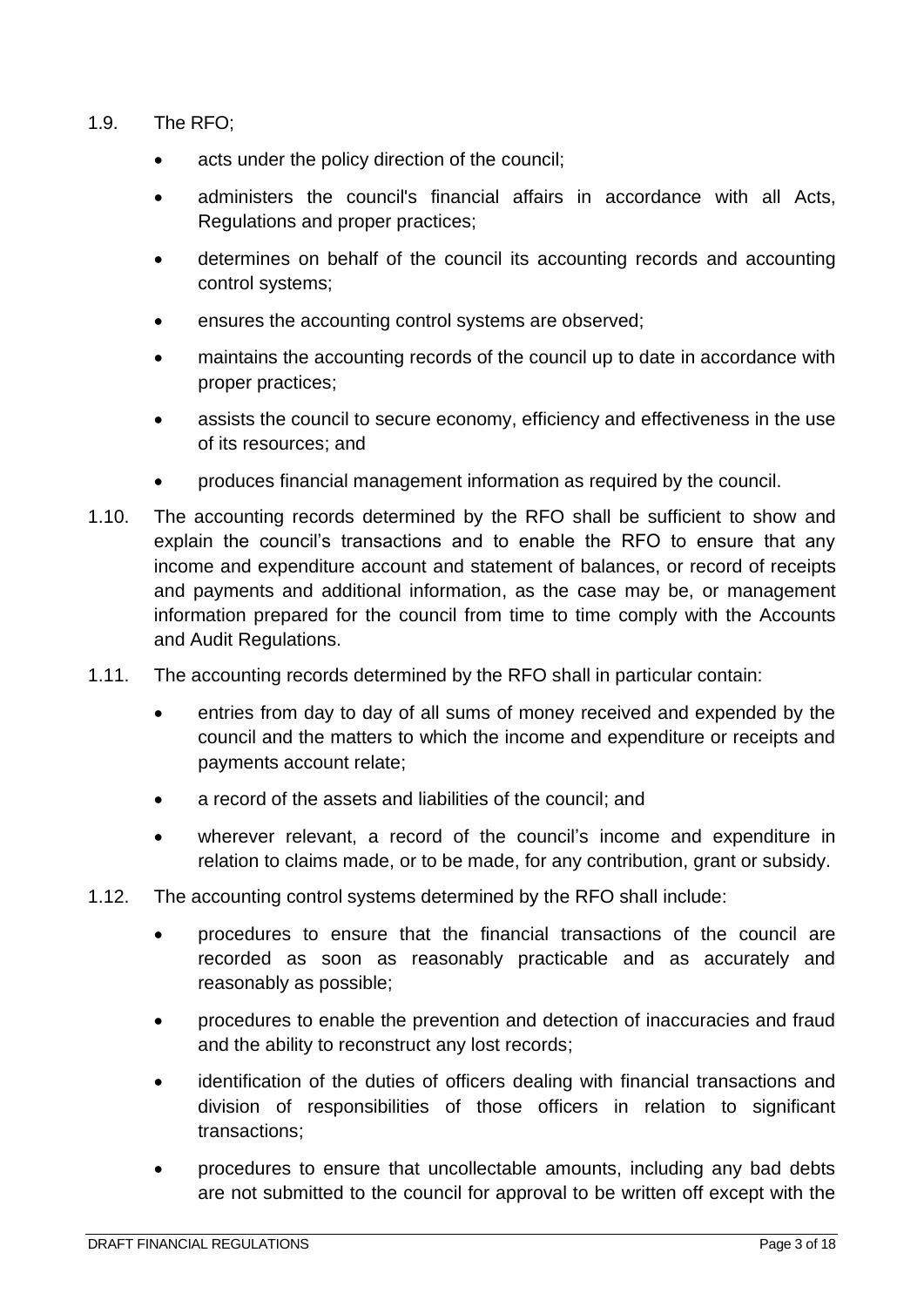1.9. The RFO;

- acts under the policy direction of the council;
- administers the council's financial affairs in accordance with all Acts, Regulations and proper practices;
- determines on behalf of the council its accounting records and accounting control systems;
- ensures the accounting control systems are observed;
- maintains the accounting records of the council up to date in accordance with proper practices;
- assists the council to secure economy, efficiency and effectiveness in the use of its resources; and
- produces financial management information as required by the council.

1.10. The accounting records determined by the RFO shall be sufficient to show and explain the council's transactions and to enable the RFO to ensure that any income and expenditure account and statement of balances, or record of receipts and payments and additional information, as the case may be, or management information prepared for the council from time to time comply with the Accounts and Audit Regulations.

1.11. The accounting records determined by the RFO shall in particular contain:

- entries from day to day of all sums of money received and expended by the council and the matters to which the income and expenditure or receipts and payments account relate;
- a record of the assets and liabilities of the council; and
- wherever relevant, a record of the council's income and expenditure in relation to claims made, or to be made, for any contribution, grant or subsidy.

1.12. The accounting control systems determined by the RFO shall include:

- procedures to ensure that the financial transactions of the council are recorded as soon as reasonably practicable and as accurately and reasonably as possible;
- procedures to enable the prevention and detection of inaccuracies and fraud and the ability to reconstruct any lost records;
- identification of the duties of officers dealing with financial transactions and division of responsibilities of those officers in relation to significant transactions;
- procedures to ensure that uncollectable amounts, including any bad debts are not submitted to the council for approval to be written off except with the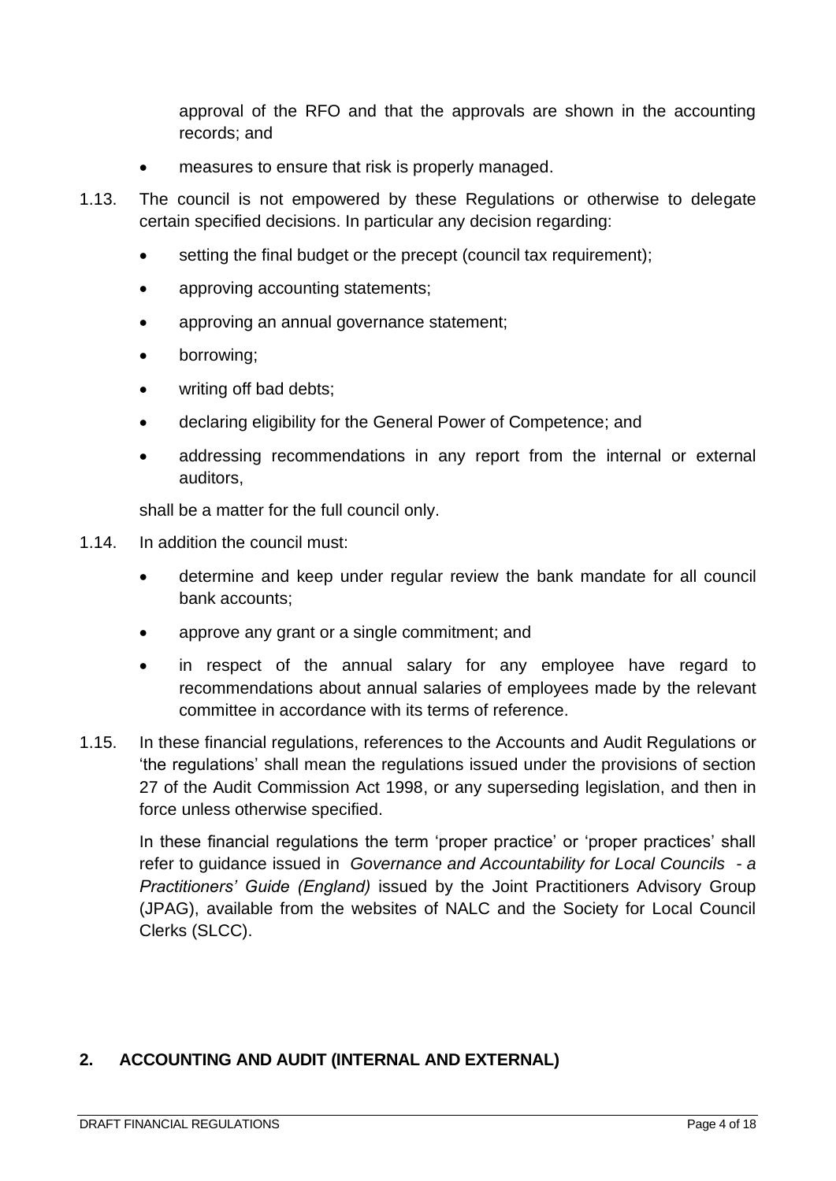approval of the RFO and that the approvals are shown in the accounting records; and

- measures to ensure that risk is properly managed.

1.13. The council is not empowered by these Regulations or otherwise to delegate certain specified decisions. In particular any decision regarding:

- setting the final budget or the precept (council tax requirement);
- approving accounting statements;
- approving an annual governance statement;
- borrowing;
- writing off bad debts;
- declaring eligibility for the General Power of Competence; and
- addressing recommendations in any report from the internal or external auditors,

shall be a matter for the full council only.

1.14. In addition the council must:

- determine and keep under regular review the bank mandate for all council bank accounts;
- approve any grant or a single commitment; and
- in respect of the annual salary for any employee have regard to recommendations about annual salaries of employees made by the relevant committee in accordance with its terms of reference.

1.15. In these financial regulations, references to the Accounts and Audit Regulations or 'the regulations' shall mean the regulations issued under the provisions of section 27 of the Audit Commission Act 1998, or any superseding legislation, and then in force unless otherwise specified.

In these financial regulations the term 'proper practice' or 'proper practices' shall refer to guidance issued in *Governance and Accountability for Local Councils - a Practitioners' Guide (England)* issued by the Joint Practitioners Advisory Group (JPAG), available from the websites of NALC and the Society for Local Council Clerks (SLCC).

## 2. ACCOUNTING AND AUDIT (INTERNAL AND EXTERNAL)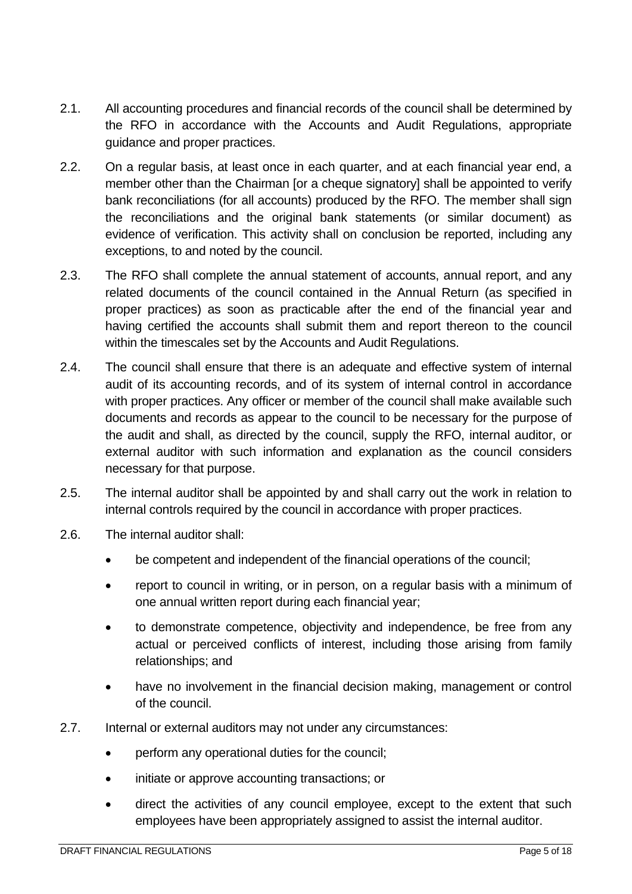2.1. All accounting procedures and financial records of the council shall be determined by the RFO in accordance with the Accounts and Audit Regulations, appropriate guidance and proper practices.

2.2. On a regular basis, at least once in each quarter, and at each financial year end, a member other than the Chairman [or a cheque signatory] shall be appointed to verify bank reconciliations (for all accounts) produced by the RFO. The member shall sign the reconciliations and the original bank statements (or similar document) as evidence of verification. This activity shall on conclusion be reported, including any exceptions, to and noted by the council.

2.3. The RFO shall complete the annual statement of accounts, annual report, and any related documents of the council contained in the Annual Return (as specified in proper practices) as soon as practicable after the end of the financial year and having certified the accounts shall submit them and report thereon to the council within the timescales set by the Accounts and Audit Regulations.

2.4. The council shall ensure that there is an adequate and effective system of internal audit of its accounting records, and of its system of internal control in accordance with proper practices. Any officer or member of the council shall make available such documents and records as appear to the council to be necessary for the purpose of the audit and shall, as directed by the council, supply the RFO, internal auditor, or external auditor with such information and explanation as the council considers necessary for that purpose.

2.5. The internal auditor shall be appointed by and shall carry out the work in relation to internal controls required by the council in accordance with proper practices.

2.6. The internal auditor shall:

- be competent and independent of the financial operations of the council;
- report to council in writing, or in person, on a regular basis with a minimum of one annual written report during each financial year;
- to demonstrate competence, objectivity and independence, be free from any actual or perceived conflicts of interest, including those arising from family relationships; and
- have no involvement in the financial decision making, management or control of the council.

2.7. Internal or external auditors may not under any circumstances:

- perform any operational duties for the council;
- initiate or approve accounting transactions; or
- direct the activities of any council employee, except to the extent that such employees have been appropriately assigned to assist the internal auditor.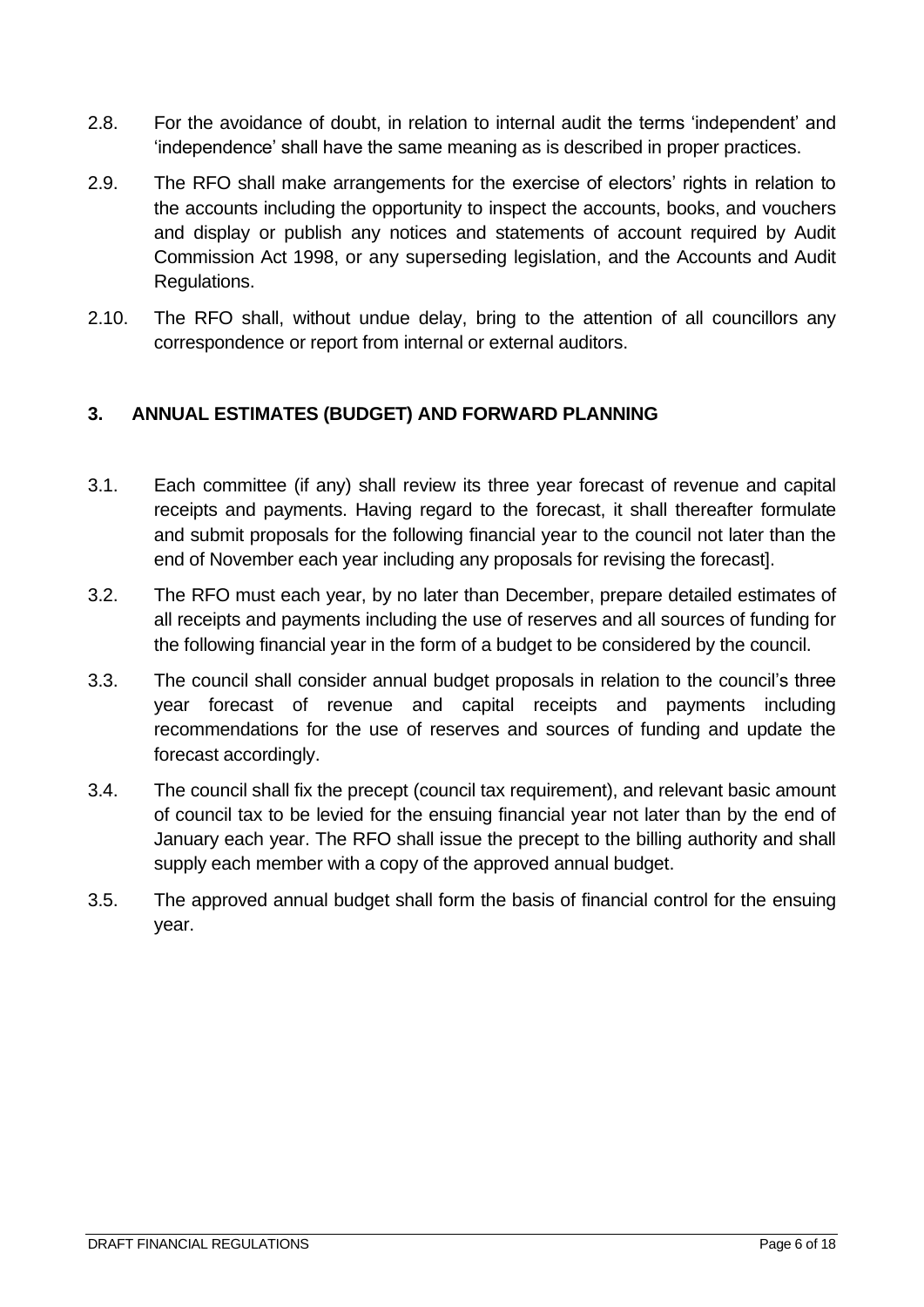2.8. For the avoidance of doubt, in relation to internal audit the terms 'independent' and 'independence' shall have the same meaning as is described in proper practices.

2.9. The RFO shall make arrangements for the exercise of electors' rights in relation to the accounts including the opportunity to inspect the accounts, books, and vouchers and display or publish any notices and statements of account required by Audit Commission Act 1998, or any superseding legislation, and the Accounts and Audit Regulations.

2.10. The RFO shall, without undue delay, bring to the attention of all councillors any correspondence or report from internal or external auditors.

## 3. ANNUAL ESTIMATES (BUDGET) AND FORWARD PLANNING

3.1. Each committee (if any) shall review its three year forecast of revenue and capital receipts and payments. Having regard to the forecast, it shall thereafter formulate and submit proposals for the following financial year to the council not later than the end of November each year including any proposals for revising the forecast].

3.2. The RFO must each year, by no later than December, prepare detailed estimates of all receipts and payments including the use of reserves and all sources of funding for the following financial year in the form of a budget to be considered by the council.

3.3. The council shall consider annual budget proposals in relation to the council's three year forecast of revenue and capital receipts and payments including recommendations for the use of reserves and sources of funding and update the forecast accordingly.

3.4. The council shall fix the precept (council tax requirement), and relevant basic amount of council tax to be levied for the ensuing financial year not later than by the end of January each year. The RFO shall issue the precept to the billing authority and shall supply each member with a copy of the approved annual budget.

3.5. The approved annual budget shall form the basis of financial control for the ensuing year.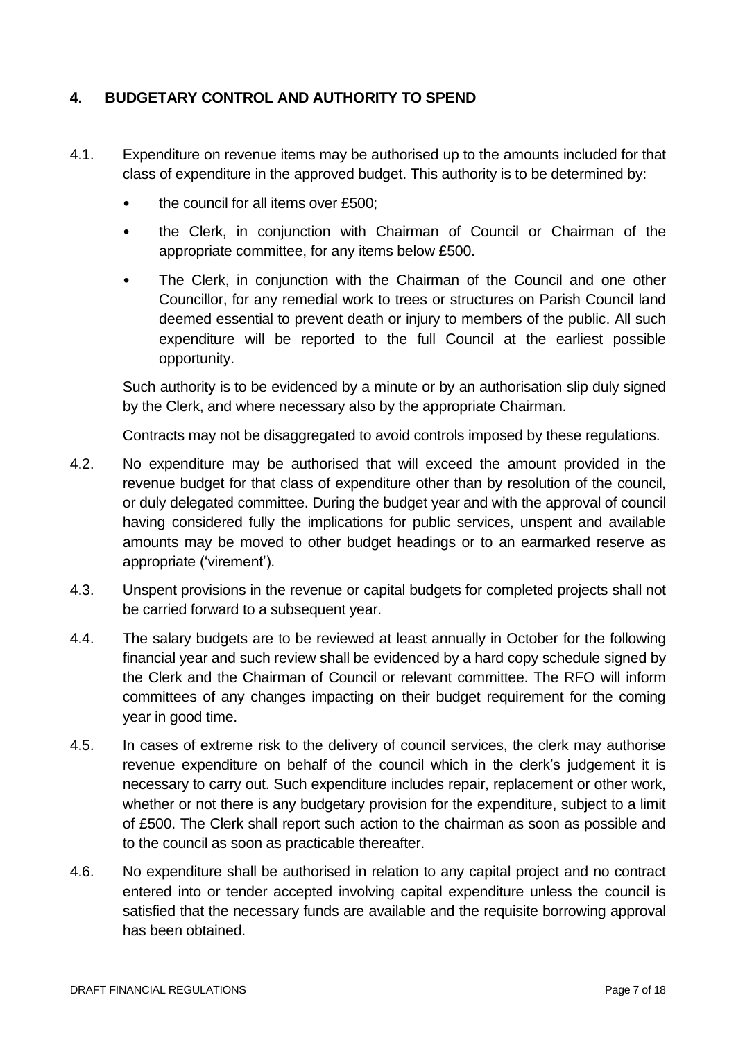## 4. BUDGETARY CONTROL AND AUTHORITY TO SPEND

4.1. Expenditure on revenue items may be authorised up to the amounts included for that class of expenditure in the approved budget. This authority is to be determined by:

- the council for all items over £500;
- the Clerk, in conjunction with Chairman of Council or Chairman of the appropriate committee, for any items below £500.
- The Clerk, in conjunction with the Chairman of the Council and one other Councillor, for any remedial work to trees or structures on Parish Council land deemed essential to prevent death or injury to members of the public. All such expenditure will be reported to the full Council at the earliest possible opportunity.

Such authority is to be evidenced by a minute or by an authorisation slip duly signed by the Clerk, and where necessary also by the appropriate Chairman.

Contracts may not be disaggregated to avoid controls imposed by these regulations.

4.2. No expenditure may be authorised that will exceed the amount provided in the revenue budget for that class of expenditure other than by resolution of the council, or duly delegated committee. During the budget year and with the approval of council having considered fully the implications for public services, unspent and available amounts may be moved to other budget headings or to an earmarked reserve as appropriate ('virement').

4.3. Unspent provisions in the revenue or capital budgets for completed projects shall not be carried forward to a subsequent year.

4.4. The salary budgets are to be reviewed at least annually in October for the following financial year and such review shall be evidenced by a hard copy schedule signed by the Clerk and the Chairman of Council or relevant committee. The RFO will inform committees of any changes impacting on their budget requirement for the coming year in good time.

4.5. In cases of extreme risk to the delivery of council services, the clerk may authorise revenue expenditure on behalf of the council which in the clerk's judgement it is necessary to carry out. Such expenditure includes repair, replacement or other work, whether or not there is any budgetary provision for the expenditure, subject to a limit of £500. The Clerk shall report such action to the chairman as soon as possible and to the council as soon as practicable thereafter.

4.6. No expenditure shall be authorised in relation to any capital project and no contract entered into or tender accepted involving capital expenditure unless the council is satisfied that the necessary funds are available and the requisite borrowing approval has been obtained.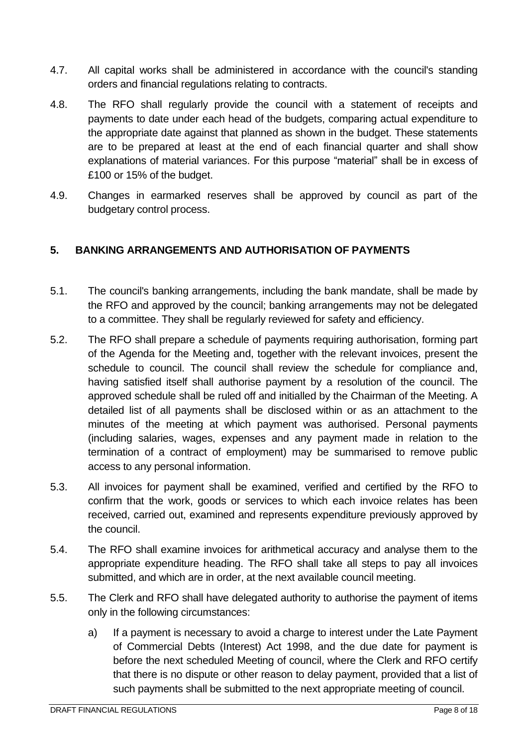4.7. All capital works shall be administered in accordance with the council's standing orders and financial regulations relating to contracts.

4.8. The RFO shall regularly provide the council with a statement of receipts and payments to date under each head of the budgets, comparing actual expenditure to the appropriate date against that planned as shown in the budget. These statements are to be prepared at least at the end of each financial quarter and shall show explanations of material variances. For this purpose "material" shall be in excess of £100 or 15% of the budget.

4.9. Changes in earmarked reserves shall be approved by council as part of the budgetary control process.

## 5. BANKING ARRANGEMENTS AND AUTHORISATION OF PAYMENTS

5.1. The council's banking arrangements, including the bank mandate, shall be made by the RFO and approved by the council; banking arrangements may not be delegated to a committee. They shall be regularly reviewed for safety and efficiency.

5.2. The RFO shall prepare a schedule of payments requiring authorisation, forming part of the Agenda for the Meeting and, together with the relevant invoices, present the schedule to council. The council shall review the schedule for compliance and, having satisfied itself shall authorise payment by a resolution of the council. The approved schedule shall be ruled off and initialled by the Chairman of the Meeting. A detailed list of all payments shall be disclosed within or as an attachment to the minutes of the meeting at which payment was authorised. Personal payments (including salaries, wages, expenses and any payment made in relation to the termination of a contract of employment) may be summarised to remove public access to any personal information.

5.3. All invoices for payment shall be examined, verified and certified by the RFO to confirm that the work, goods or services to which each invoice relates has been received, carried out, examined and represents expenditure previously approved by the council.

5.4. The RFO shall examine invoices for arithmetical accuracy and analyse them to the appropriate expenditure heading. The RFO shall take all steps to pay all invoices submitted, and which are in order, at the next available council meeting.

5.5. The Clerk and RFO shall have delegated authority to authorise the payment of items only in the following circumstances:

a) If a payment is necessary to avoid a charge to interest under the Late Payment of Commercial Debts (Interest) Act 1998, and the due date for payment is before the next scheduled Meeting of council, where the Clerk and RFO certify that there is no dispute or other reason to delay payment, provided that a list of such payments shall be submitted to the next appropriate meeting of council.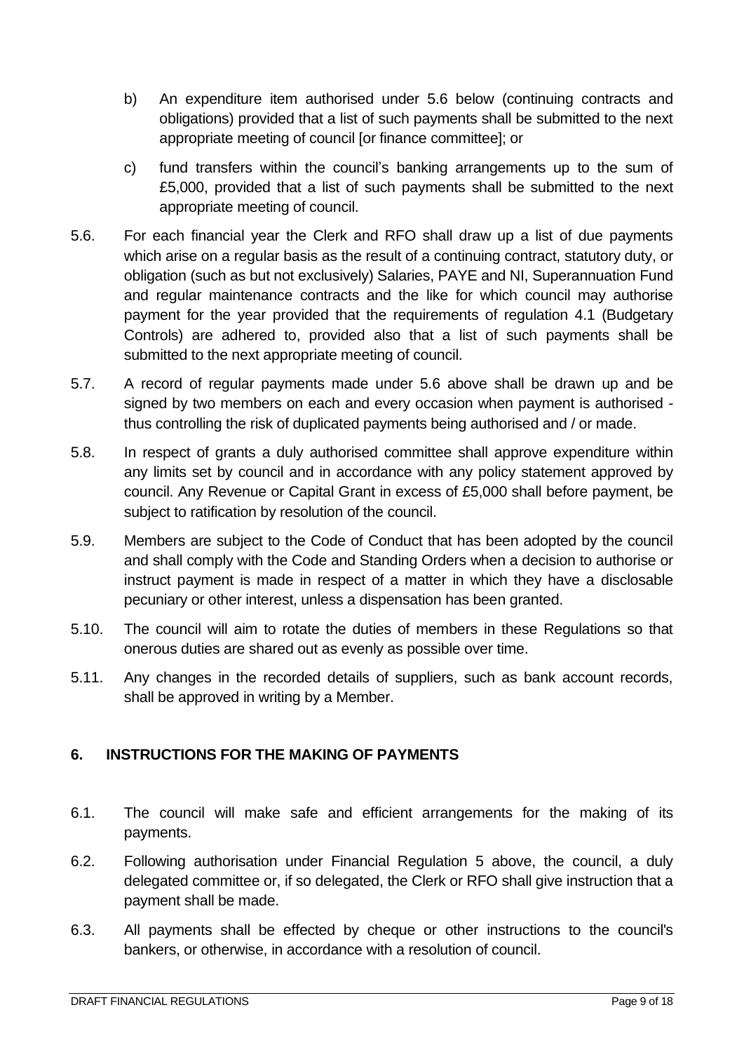b) An expenditure item authorised under 5.6 below (continuing contracts and obligations) provided that a list of such payments shall be submitted to the next appropriate meeting of council [or finance committee]; or

c) fund transfers within the council's banking arrangements up to the sum of £5,000, provided that a list of such payments shall be submitted to the next appropriate meeting of council.

5.6. For each financial year the Clerk and RFO shall draw up a list of due payments which arise on a regular basis as the result of a continuing contract, statutory duty, or obligation (such as but not exclusively) Salaries, PAYE and NI, Superannuation Fund and regular maintenance contracts and the like for which council may authorise payment for the year provided that the requirements of regulation 4.1 (Budgetary Controls) are adhered to, provided also that a list of such payments shall be submitted to the next appropriate meeting of council.

5.7. A record of regular payments made under 5.6 above shall be drawn up and be signed by two members on each and every occasion when payment is authorised - thus controlling the risk of duplicated payments being authorised and / or made.

5.8. In respect of grants a duly authorised committee shall approve expenditure within any limits set by council and in accordance with any policy statement approved by council. Any Revenue or Capital Grant in excess of £5,000 shall before payment, be subject to ratification by resolution of the council.

5.9. Members are subject to the Code of Conduct that has been adopted by the council and shall comply with the Code and Standing Orders when a decision to authorise or instruct payment is made in respect of a matter in which they have a disclosable pecuniary or other interest, unless a dispensation has been granted.

5.10. The council will aim to rotate the duties of members in these Regulations so that onerous duties are shared out as evenly as possible over time.

5.11. Any changes in the recorded details of suppliers, such as bank account records, shall be approved in writing by a Member.

## 6. INSTRUCTIONS FOR THE MAKING OF PAYMENTS

6.1. The council will make safe and efficient arrangements for the making of its payments.

6.2. Following authorisation under Financial Regulation 5 above, the council, a duly delegated committee or, if so delegated, the Clerk or RFO shall give instruction that a payment shall be made.

6.3. All payments shall be effected by cheque or other instructions to the council's bankers, or otherwise, in accordance with a resolution of council.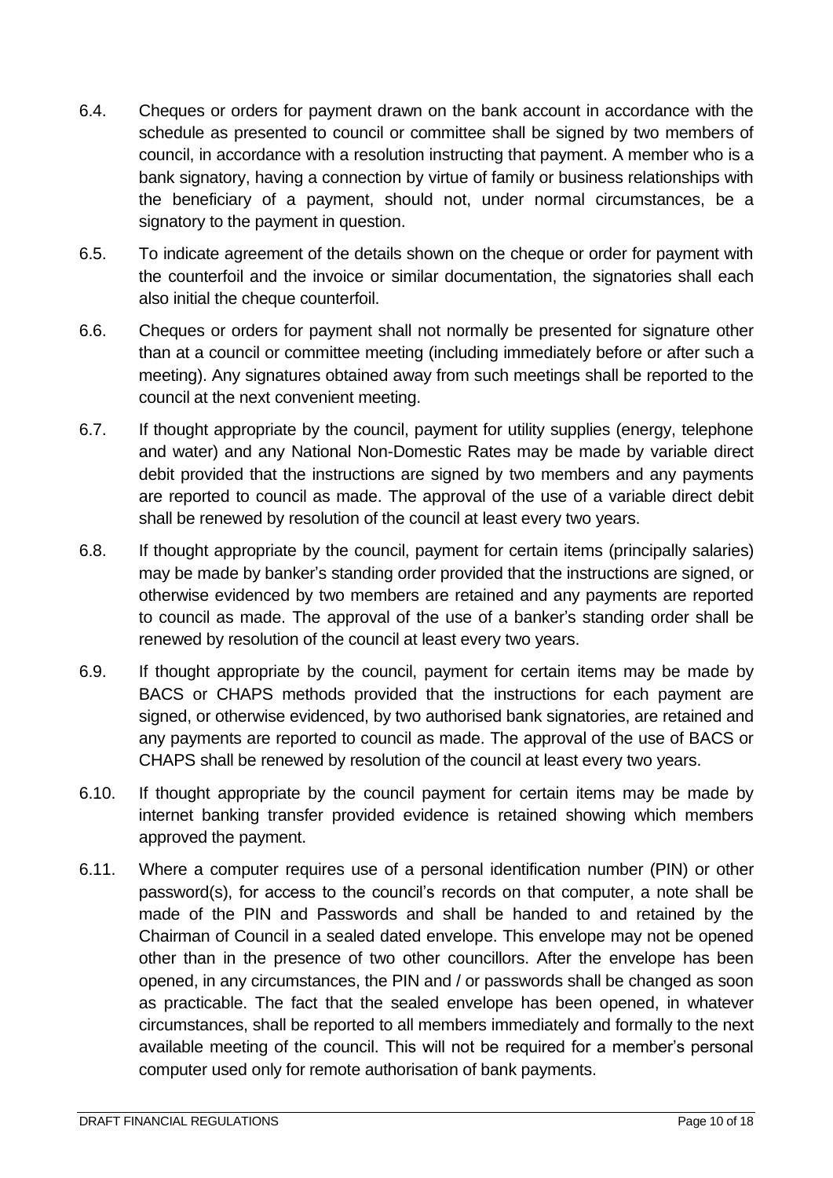6.4. Cheques or orders for payment drawn on the bank account in accordance with the schedule as presented to council or committee shall be signed by two members of council, in accordance with a resolution instructing that payment. A member who is a bank signatory, having a connection by virtue of family or business relationships with the beneficiary of a payment, should not, under normal circumstances, be a signatory to the payment in question.

6.5. To indicate agreement of the details shown on the cheque or order for payment with the counterfoil and the invoice or similar documentation, the signatories shall each also initial the cheque counterfoil.

6.6. Cheques or orders for payment shall not normally be presented for signature other than at a council or committee meeting (including immediately before or after such a meeting). Any signatures obtained away from such meetings shall be reported to the council at the next convenient meeting.

6.7. If thought appropriate by the council, payment for utility supplies (energy, telephone and water) and any National Non-Domestic Rates may be made by variable direct debit provided that the instructions are signed by two members and any payments are reported to council as made. The approval of the use of a variable direct debit shall be renewed by resolution of the council at least every two years.

6.8. If thought appropriate by the council, payment for certain items (principally salaries) may be made by banker's standing order provided that the instructions are signed, or otherwise evidenced by two members are retained and any payments are reported to council as made. The approval of the use of a banker's standing order shall be renewed by resolution of the council at least every two years.

6.9. If thought appropriate by the council, payment for certain items may be made by BACS or CHAPS methods provided that the instructions for each payment are signed, or otherwise evidenced, by two authorised bank signatories, are retained and any payments are reported to council as made. The approval of the use of BACS or CHAPS shall be renewed by resolution of the council at least every two years.

6.10. If thought appropriate by the council payment for certain items may be made by internet banking transfer provided evidence is retained showing which members approved the payment.

6.11. Where a computer requires use of a personal identification number (PIN) or other password(s), for access to the council's records on that computer, a note shall be made of the PIN and Passwords and shall be handed to and retained by the Chairman of Council in a sealed dated envelope. This envelope may not be opened other than in the presence of two other councillors. After the envelope has been opened, in any circumstances, the PIN and / or passwords shall be changed as soon as practicable. The fact that the sealed envelope has been opened, in whatever circumstances, shall be reported to all members immediately and formally to the next available meeting of the council. This will not be required for a member's personal computer used only for remote authorisation of bank payments.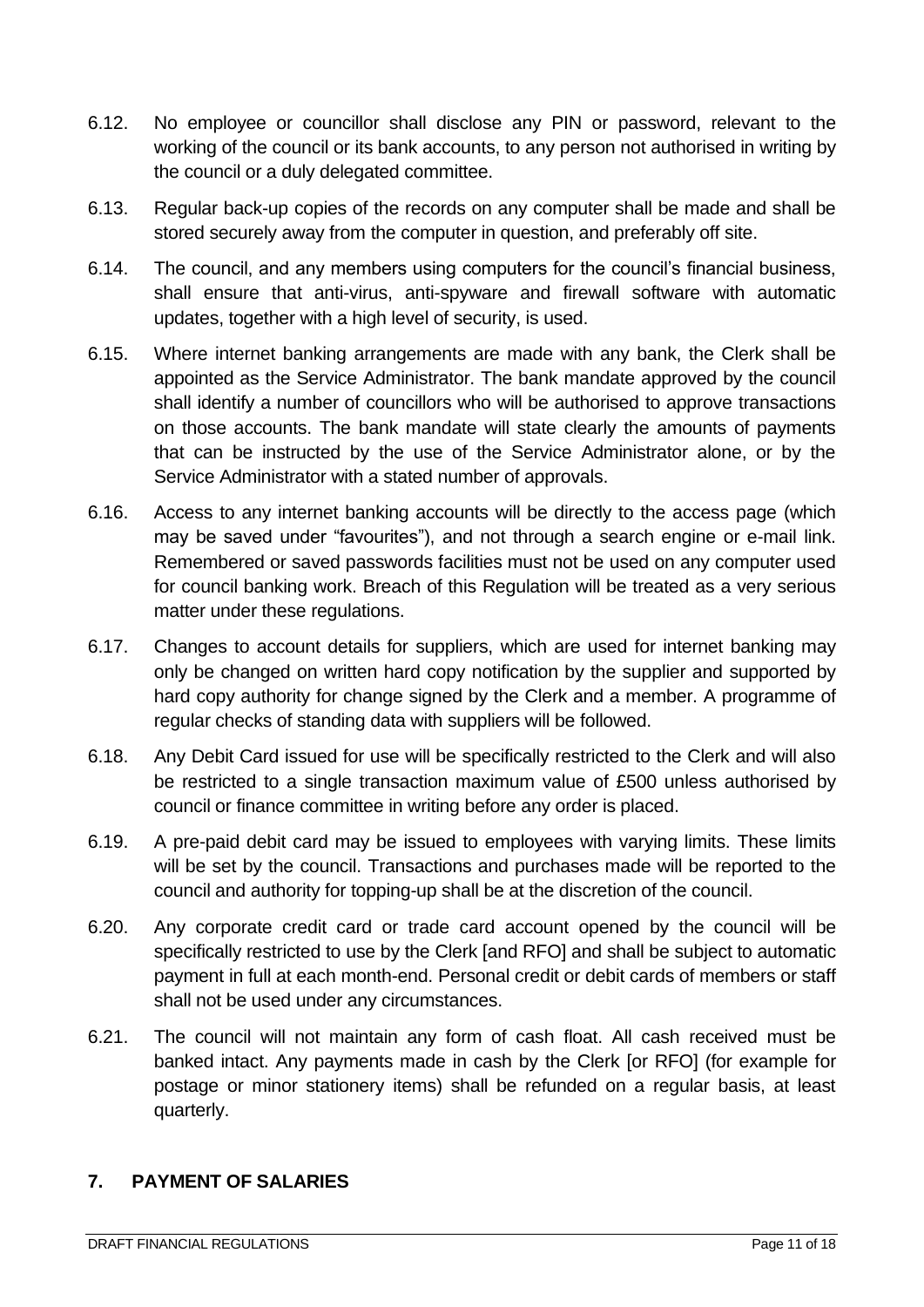6.12. No employee or councillor shall disclose any PIN or password, relevant to the working of the council or its bank accounts, to any person not authorised in writing by the council or a duly delegated committee.

6.13. Regular back-up copies of the records on any computer shall be made and shall be stored securely away from the computer in question, and preferably off site.

6.14. The council, and any members using computers for the council's financial business, shall ensure that anti-virus, anti-spyware and firewall software with automatic updates, together with a high level of security, is used.

6.15. Where internet banking arrangements are made with any bank, the Clerk shall be appointed as the Service Administrator. The bank mandate approved by the council shall identify a number of councillors who will be authorised to approve transactions on those accounts. The bank mandate will state clearly the amounts of payments that can be instructed by the use of the Service Administrator alone, or by the Service Administrator with a stated number of approvals.

6.16. Access to any internet banking accounts will be directly to the access page (which may be saved under "favourites"), and not through a search engine or e-mail link. Remembered or saved passwords facilities must not be used on any computer used for council banking work. Breach of this Regulation will be treated as a very serious matter under these regulations.

6.17. Changes to account details for suppliers, which are used for internet banking may only be changed on written hard copy notification by the supplier and supported by hard copy authority for change signed by the Clerk and a member. A programme of regular checks of standing data with suppliers will be followed.

6.18. Any Debit Card issued for use will be specifically restricted to the Clerk and will also be restricted to a single transaction maximum value of £500 unless authorised by council or finance committee in writing before any order is placed.

6.19. A pre-paid debit card may be issued to employees with varying limits. These limits will be set by the council. Transactions and purchases made will be reported to the council and authority for topping-up shall be at the discretion of the council.

6.20. Any corporate credit card or trade card account opened by the council will be specifically restricted to use by the Clerk [and RFO] and shall be subject to automatic payment in full at each month-end. Personal credit or debit cards of members or staff shall not be used under any circumstances.

6.21. The council will not maintain any form of cash float. All cash received must be banked intact. Any payments made in cash by the Clerk [or RFO] (for example for postage or minor stationery items) shall be refunded on a regular basis, at least quarterly.

## 7. PAYMENT OF SALARIES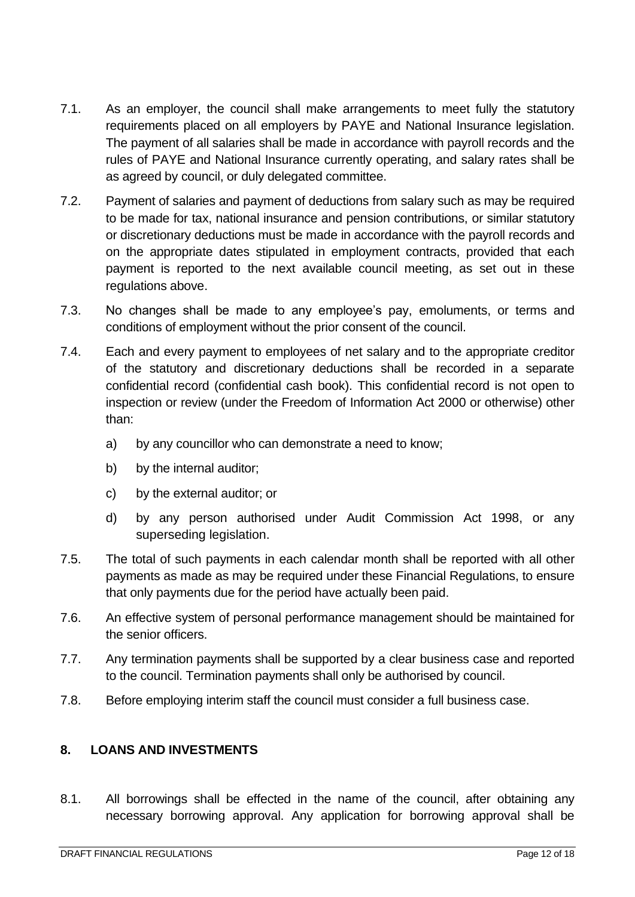7.1. As an employer, the council shall make arrangements to meet fully the statutory requirements placed on all employers by PAYE and National Insurance legislation. The payment of all salaries shall be made in accordance with payroll records and the rules of PAYE and National Insurance currently operating, and salary rates shall be as agreed by council, or duly delegated committee.

7.2. Payment of salaries and payment of deductions from salary such as may be required to be made for tax, national insurance and pension contributions, or similar statutory or discretionary deductions must be made in accordance with the payroll records and on the appropriate dates stipulated in employment contracts, provided that each payment is reported to the next available council meeting, as set out in these regulations above.

7.3. No changes shall be made to any employee's pay, emoluments, or terms and conditions of employment without the prior consent of the council.

7.4. Each and every payment to employees of net salary and to the appropriate creditor of the statutory and discretionary deductions shall be recorded in a separate confidential record (confidential cash book). This confidential record is not open to inspection or review (under the Freedom of Information Act 2000 or otherwise) other than:

   a) by any councillor who can demonstrate a need to know;

   b) by the internal auditor;

   c) by the external auditor; or

   d) by any person authorised under Audit Commission Act 1998, or any superseding legislation.

7.5. The total of such payments in each calendar month shall be reported with all other payments as made as may be required under these Financial Regulations, to ensure that only payments due for the period have actually been paid.

7.6. An effective system of personal performance management should be maintained for the senior officers.

7.7. Any termination payments shall be supported by a clear business case and reported to the council. Termination payments shall only be authorised by council.

7.8. Before employing interim staff the council must consider a full business case.

## 8. LOANS AND INVESTMENTS

8.1. All borrowings shall be effected in the name of the council, after obtaining any necessary borrowing approval. Any application for borrowing approval shall be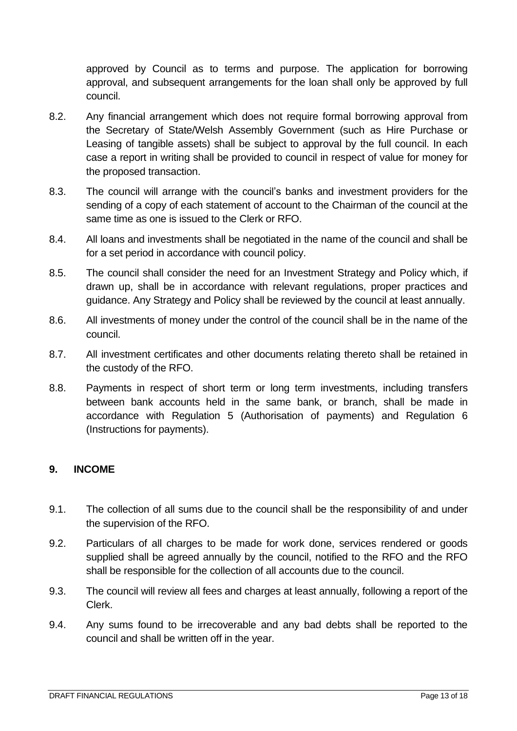approved by Council as to terms and purpose. The application for borrowing approval, and subsequent arrangements for the loan shall only be approved by full council.

8.2. Any financial arrangement which does not require formal borrowing approval from the Secretary of State/Welsh Assembly Government (such as Hire Purchase or Leasing of tangible assets) shall be subject to approval by the full council. In each case a report in writing shall be provided to council in respect of value for money for the proposed transaction.

8.3. The council will arrange with the council's banks and investment providers for the sending of a copy of each statement of account to the Chairman of the council at the same time as one is issued to the Clerk or RFO.

8.4. All loans and investments shall be negotiated in the name of the council and shall be for a set period in accordance with council policy.

8.5. The council shall consider the need for an Investment Strategy and Policy which, if drawn up, shall be in accordance with relevant regulations, proper practices and guidance. Any Strategy and Policy shall be reviewed by the council at least annually.

8.6. All investments of money under the control of the council shall be in the name of the council.

8.7. All investment certificates and other documents relating thereto shall be retained in the custody of the RFO.

8.8. Payments in respect of short term or long term investments, including transfers between bank accounts held in the same bank, or branch, shall be made in accordance with Regulation 5 (Authorisation of payments) and Regulation 6 (Instructions for payments).

## 9. INCOME

9.1. The collection of all sums due to the council shall be the responsibility of and under the supervision of the RFO.

9.2. Particulars of all charges to be made for work done, services rendered or goods supplied shall be agreed annually by the council, notified to the RFO and the RFO shall be responsible for the collection of all accounts due to the council.

9.3. The council will review all fees and charges at least annually, following a report of the Clerk.

9.4. Any sums found to be irrecoverable and any bad debts shall be reported to the council and shall be written off in the year.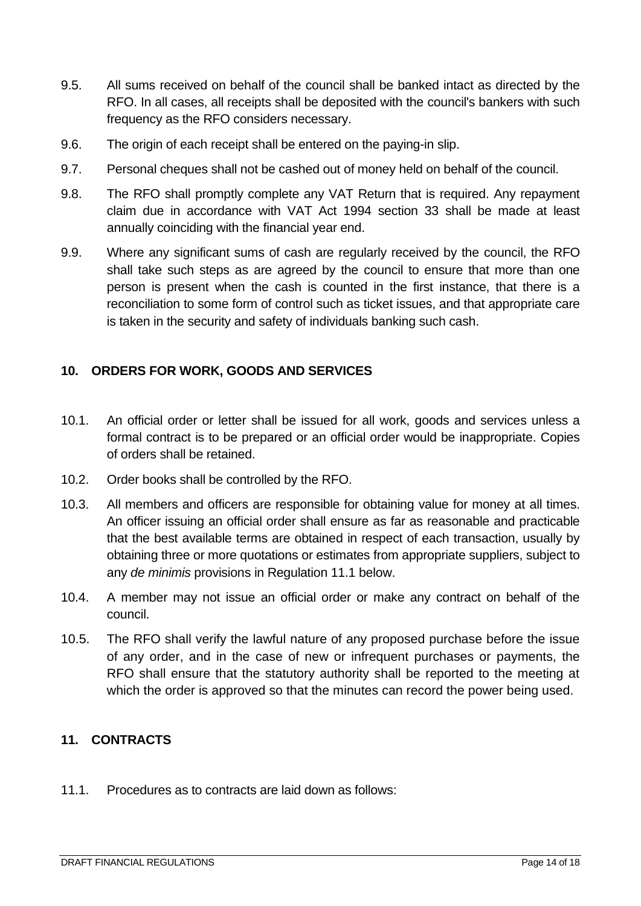9.5. All sums received on behalf of the council shall be banked intact as directed by the RFO. In all cases, all receipts shall be deposited with the council's bankers with such frequency as the RFO considers necessary.

9.6. The origin of each receipt shall be entered on the paying-in slip.

9.7. Personal cheques shall not be cashed out of money held on behalf of the council.

9.8. The RFO shall promptly complete any VAT Return that is required. Any repayment claim due in accordance with VAT Act 1994 section 33 shall be made at least annually coinciding with the financial year end.

9.9. Where any significant sums of cash are regularly received by the council, the RFO shall take such steps as are agreed by the council to ensure that more than one person is present when the cash is counted in the first instance, that there is a reconciliation to some form of control such as ticket issues, and that appropriate care is taken in the security and safety of individuals banking such cash.

## 10. ORDERS FOR WORK, GOODS AND SERVICES

10.1. An official order or letter shall be issued for all work, goods and services unless a formal contract is to be prepared or an official order would be inappropriate. Copies of orders shall be retained.

10.2. Order books shall be controlled by the RFO.

10.3. All members and officers are responsible for obtaining value for money at all times. An officer issuing an official order shall ensure as far as reasonable and practicable that the best available terms are obtained in respect of each transaction, usually by obtaining three or more quotations or estimates from appropriate suppliers, subject to any *de minimis* provisions in Regulation 11.1 below.

10.4. A member may not issue an official order or make any contract on behalf of the council.

10.5. The RFO shall verify the lawful nature of any proposed purchase before the issue of any order, and in the case of new or infrequent purchases or payments, the RFO shall ensure that the statutory authority shall be reported to the meeting at which the order is approved so that the minutes can record the power being used.

## 11. CONTRACTS

11.1. Procedures as to contracts are laid down as follows: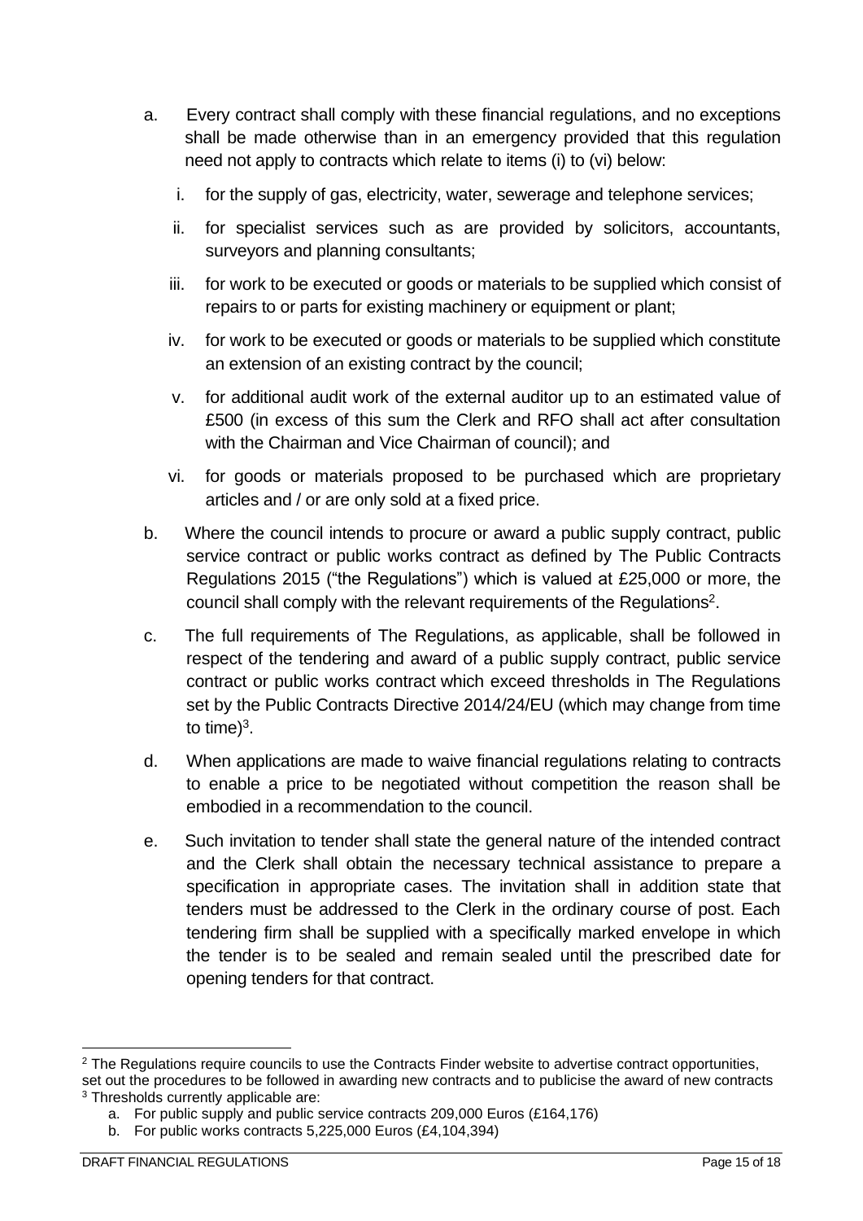a. Every contract shall comply with these financial regulations, and no exceptions shall be made otherwise than in an emergency provided that this regulation need not apply to contracts which relate to items (i) to (vi) below:

   i. for the supply of gas, electricity, water, sewerage and telephone services;

   ii. for specialist services such as are provided by solicitors, accountants, surveyors and planning consultants;

   iii. for work to be executed or goods or materials to be supplied which consist of repairs to or parts for existing machinery or equipment or plant;

   iv. for work to be executed or goods or materials to be supplied which constitute an extension of an existing contract by the council;

   v. for additional audit work of the external auditor up to an estimated value of £500 (in excess of this sum the Clerk and RFO shall act after consultation with the Chairman and Vice Chairman of council); and

   vi. for goods or materials proposed to be purchased which are proprietary articles and / or are only sold at a fixed price.

b. Where the council intends to procure or award a public supply contract, public service contract or public works contract as defined by The Public Contracts Regulations 2015 ("the Regulations") which is valued at £25,000 or more, the council shall comply with the relevant requirements of the Regulations[2].

c. The full requirements of The Regulations, as applicable, shall be followed in respect of the tendering and award of a public supply contract, public service contract or public works contract which exceed thresholds in The Regulations set by the Public Contracts Directive 2014/24/EU (which may change from time to time)[3].

d. When applications are made to waive financial regulations relating to contracts to enable a price to be negotiated without competition the reason shall be embodied in a recommendation to the council.

e. Such invitation to tender shall state the general nature of the intended contract and the Clerk shall obtain the necessary technical assistance to prepare a specification in appropriate cases. The invitation shall in addition state that tenders must be addressed to the Clerk in the ordinary course of post. Each tendering firm shall be supplied with a specifically marked envelope in which the tender is to be sealed and remain sealed until the prescribed date for opening tenders for that contract.

---

[2] The Regulations require councils to use the Contracts Finder website to advertise contract opportunities, set out the procedures to be followed in awarding new contracts and to publicise the award of new contracts

[3] Thresholds currently applicable are:

   a. For public supply and public service contracts 209,000 Euros (£164,176)
   b. For public works contracts 5,225,000 Euros (£4,104,394)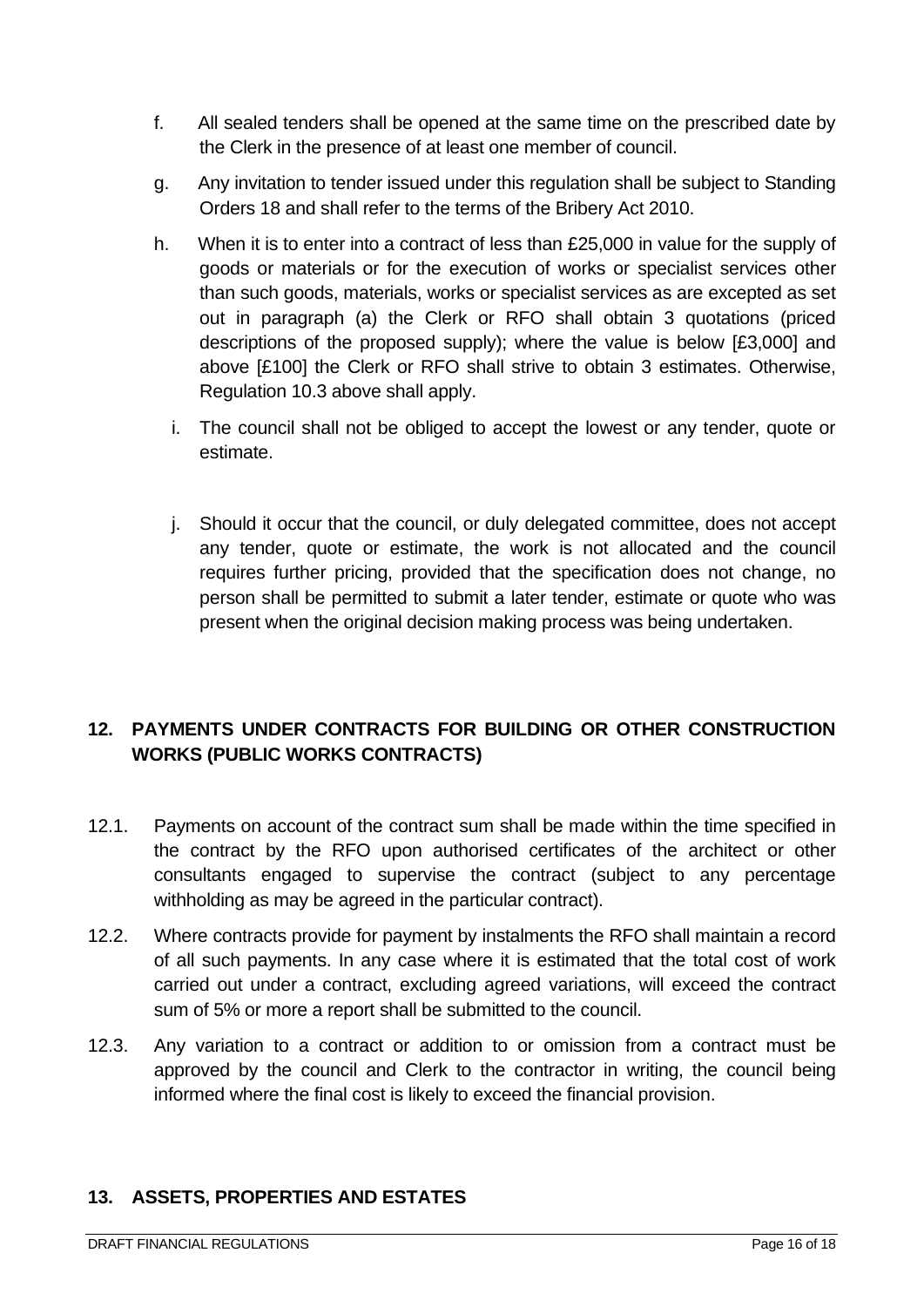f. All sealed tenders shall be opened at the same time on the prescribed date by the Clerk in the presence of at least one member of council.

g. Any invitation to tender issued under this regulation shall be subject to Standing Orders 18 and shall refer to the terms of the Bribery Act 2010.

h. When it is to enter into a contract of less than £25,000 in value for the supply of goods or materials or for the execution of works or specialist services other than such goods, materials, works or specialist services as are excepted as set out in paragraph (a) the Clerk or RFO shall obtain 3 quotations (priced descriptions of the proposed supply); where the value is below [£3,000] and above [£100] the Clerk or RFO shall strive to obtain 3 estimates. Otherwise, Regulation 10.3 above shall apply.

i. The council shall not be obliged to accept the lowest or any tender, quote or estimate.

j. Should it occur that the council, or duly delegated committee, does not accept any tender, quote or estimate, the work is not allocated and the council requires further pricing, provided that the specification does not change, no person shall be permitted to submit a later tender, estimate or quote who was present when the original decision making process was being undertaken.

## 12. PAYMENTS UNDER CONTRACTS FOR BUILDING OR OTHER CONSTRUCTION WORKS (PUBLIC WORKS CONTRACTS)

12.1. Payments on account of the contract sum shall be made within the time specified in the contract by the RFO upon authorised certificates of the architect or other consultants engaged to supervise the contract (subject to any percentage withholding as may be agreed in the particular contract).

12.2. Where contracts provide for payment by instalments the RFO shall maintain a record of all such payments. In any case where it is estimated that the total cost of work carried out under a contract, excluding agreed variations, will exceed the contract sum of 5% or more a report shall be submitted to the council.

12.3. Any variation to a contract or addition to or omission from a contract must be approved by the council and Clerk to the contractor in writing, the council being informed where the final cost is likely to exceed the financial provision.

## 13. ASSETS, PROPERTIES AND ESTATES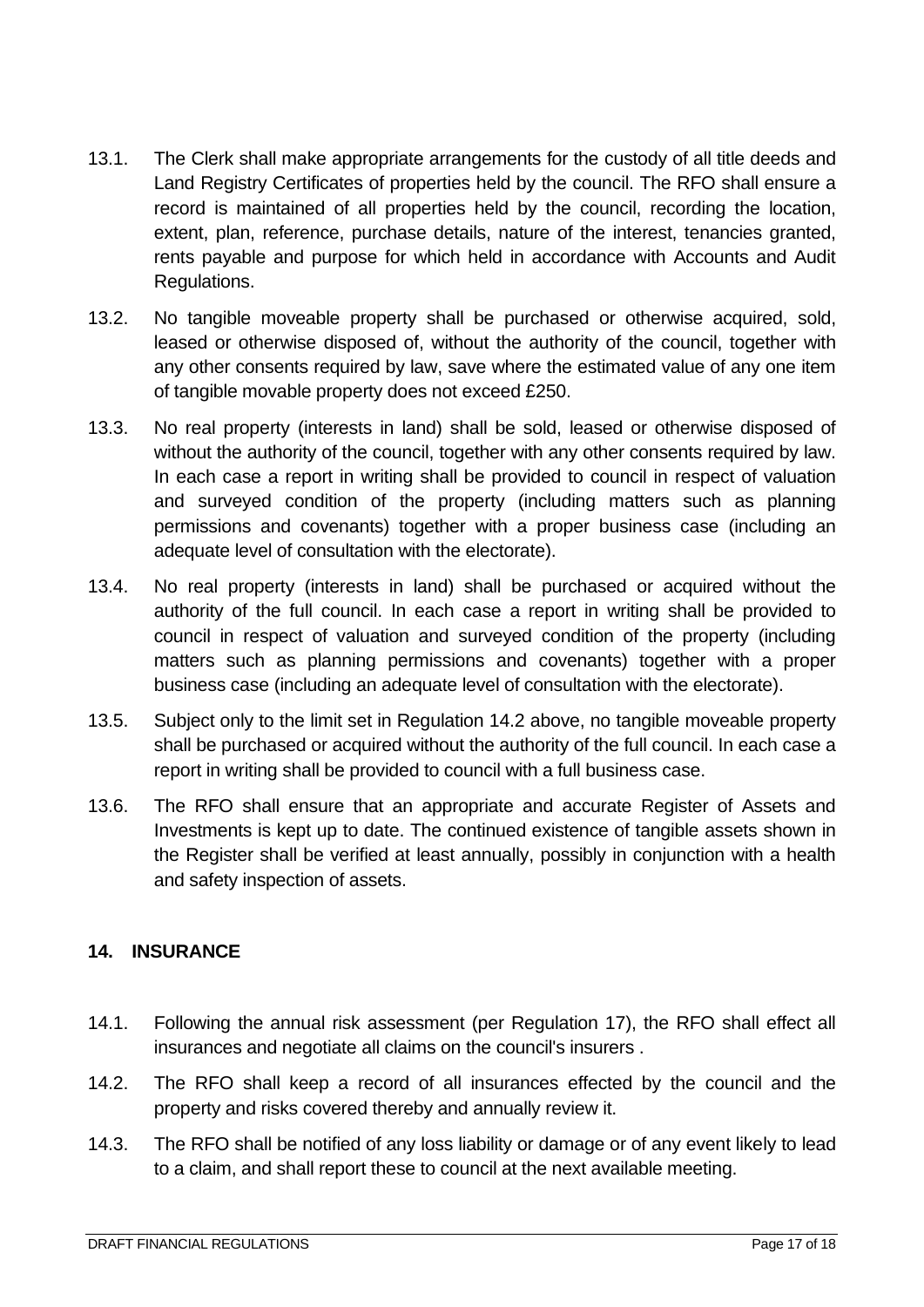13.1. The Clerk shall make appropriate arrangements for the custody of all title deeds and Land Registry Certificates of properties held by the council. The RFO shall ensure a record is maintained of all properties held by the council, recording the location, extent, plan, reference, purchase details, nature of the interest, tenancies granted, rents payable and purpose for which held in accordance with Accounts and Audit Regulations.

13.2. No tangible moveable property shall be purchased or otherwise acquired, sold, leased or otherwise disposed of, without the authority of the council, together with any other consents required by law, save where the estimated value of any one item of tangible movable property does not exceed £250.

13.3. No real property (interests in land) shall be sold, leased or otherwise disposed of without the authority of the council, together with any other consents required by law. In each case a report in writing shall be provided to council in respect of valuation and surveyed condition of the property (including matters such as planning permissions and covenants) together with a proper business case (including an adequate level of consultation with the electorate).

13.4. No real property (interests in land) shall be purchased or acquired without the authority of the full council. In each case a report in writing shall be provided to council in respect of valuation and surveyed condition of the property (including matters such as planning permissions and covenants) together with a proper business case (including an adequate level of consultation with the electorate).

13.5. Subject only to the limit set in Regulation 14.2 above, no tangible moveable property shall be purchased or acquired without the authority of the full council. In each case a report in writing shall be provided to council with a full business case.

13.6. The RFO shall ensure that an appropriate and accurate Register of Assets and Investments is kept up to date. The continued existence of tangible assets shown in the Register shall be verified at least annually, possibly in conjunction with a health and safety inspection of assets.

## 14. INSURANCE

14.1. Following the annual risk assessment (per Regulation 17), the RFO shall effect all insurances and negotiate all claims on the council's insurers .

14.2. The RFO shall keep a record of all insurances effected by the council and the property and risks covered thereby and annually review it.

14.3. The RFO shall be notified of any loss liability or damage or of any event likely to lead to a claim, and shall report these to council at the next available meeting.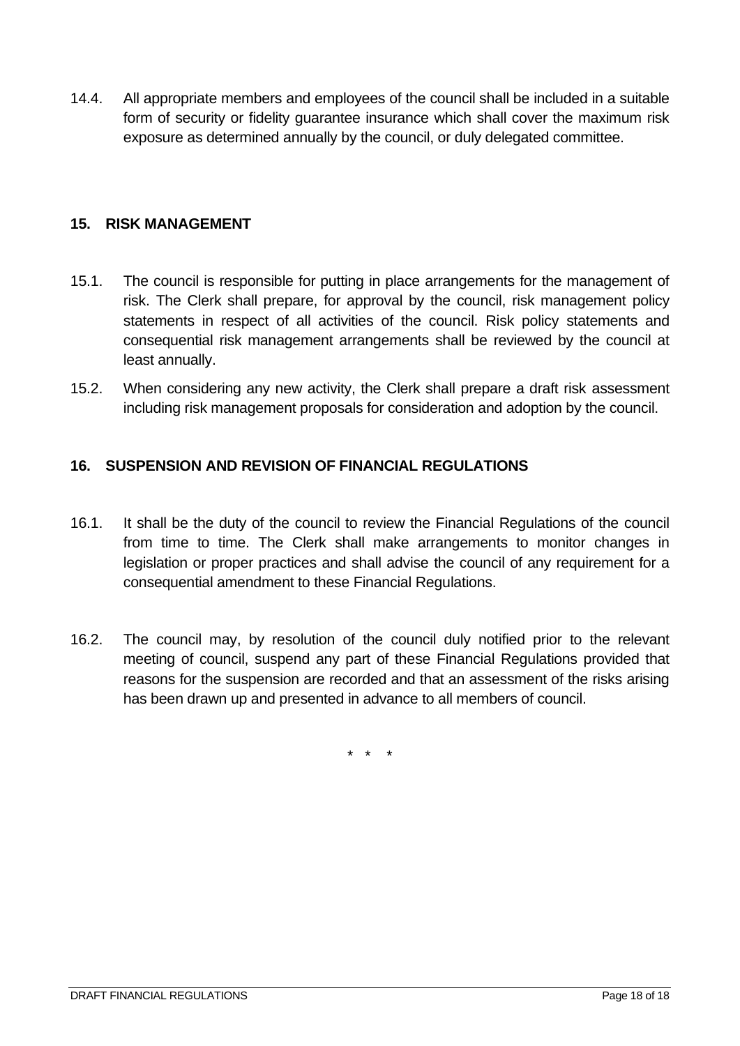14.4. All appropriate members and employees of the council shall be included in a suitable form of security or fidelity guarantee insurance which shall cover the maximum risk exposure as determined annually by the council, or duly delegated committee.

## 15. RISK MANAGEMENT

15.1. The council is responsible for putting in place arrangements for the management of risk. The Clerk shall prepare, for approval by the council, risk management policy statements in respect of all activities of the council. Risk policy statements and consequential risk management arrangements shall be reviewed by the council at least annually.

15.2. When considering any new activity, the Clerk shall prepare a draft risk assessment including risk management proposals for consideration and adoption by the council.

## 16. SUSPENSION AND REVISION OF FINANCIAL REGULATIONS

16.1. It shall be the duty of the council to review the Financial Regulations of the council from time to time. The Clerk shall make arrangements to monitor changes in legislation or proper practices and shall advise the council of any requirement for a consequential amendment to these Financial Regulations.

16.2. The council may, by resolution of the council duly notified prior to the relevant meeting of council, suspend any part of these Financial Regulations provided that reasons for the suspension are recorded and that an assessment of the risks arising has been drawn up and presented in advance to all members of council.

\* \* \*